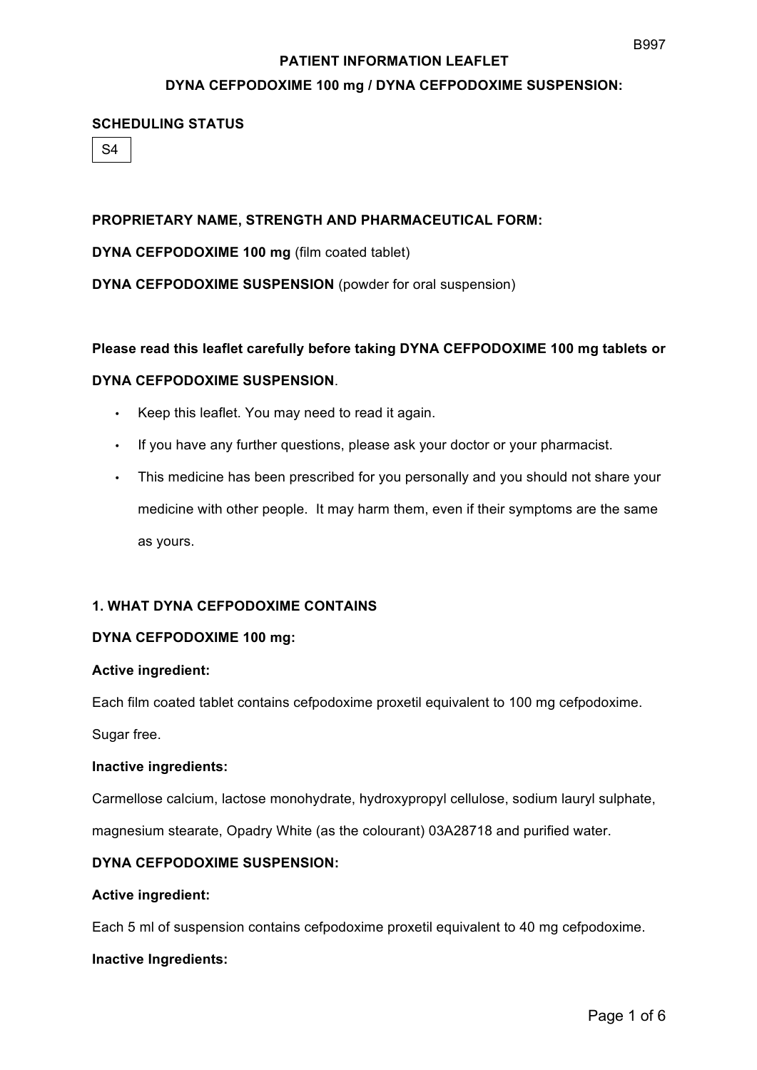# PATIENT INFORMATION LEAFLET

## DYNA CEFPODOXIME 100 mg / DYNA CEFPODOXIME SUSPENSION:

**SCHEDULING STATUS**

S4

**PROPRIETARY NAME, STRENGTH AND PHARMACEUTICAL FORM:**

**DYNA CEFPODOXIME 100 mg** (film coated tablet)

**DYNA CEFPODOXIME SUSPENSION** (powder for oral suspension)

**Please read this leaflet carefully before taking DYNA CEFPODOXIME 100 mg tablets or DYNA CEFPODOXIME SUSPENSION**.

- Keep this leaflet. You may need to read it again.
- If you have any further questions, please ask your doctor or your pharmacist.
- This medicine has been prescribed for you personally and you should not share your medicine with other people. It may harm them, even if their symptoms are the same as yours.

**1. WHAT DYNA CEFPODOXIME CONTAINS**

**DYNA CEFPODOXIME 100 mg:**

**Active ingredient:**

Each film coated tablet contains cefpodoxime proxetil equivalent to 100 mg cefpodoxime.

Sugar free.

**Inactive ingredients:**

Carmellose calcium, lactose monohydrate, hydroxypropyl cellulose, sodium lauryl sulphate, magnesium stearate, Opadry White (as the colourant) 03A28718 and purified water.

**DYNA CEFPODOXIME SUSPENSION:**

**Active ingredient:**

Each 5 ml of suspension contains cefpodoxime proxetil equivalent to 40 mg cefpodoxime.

**Inactive Ingredients:**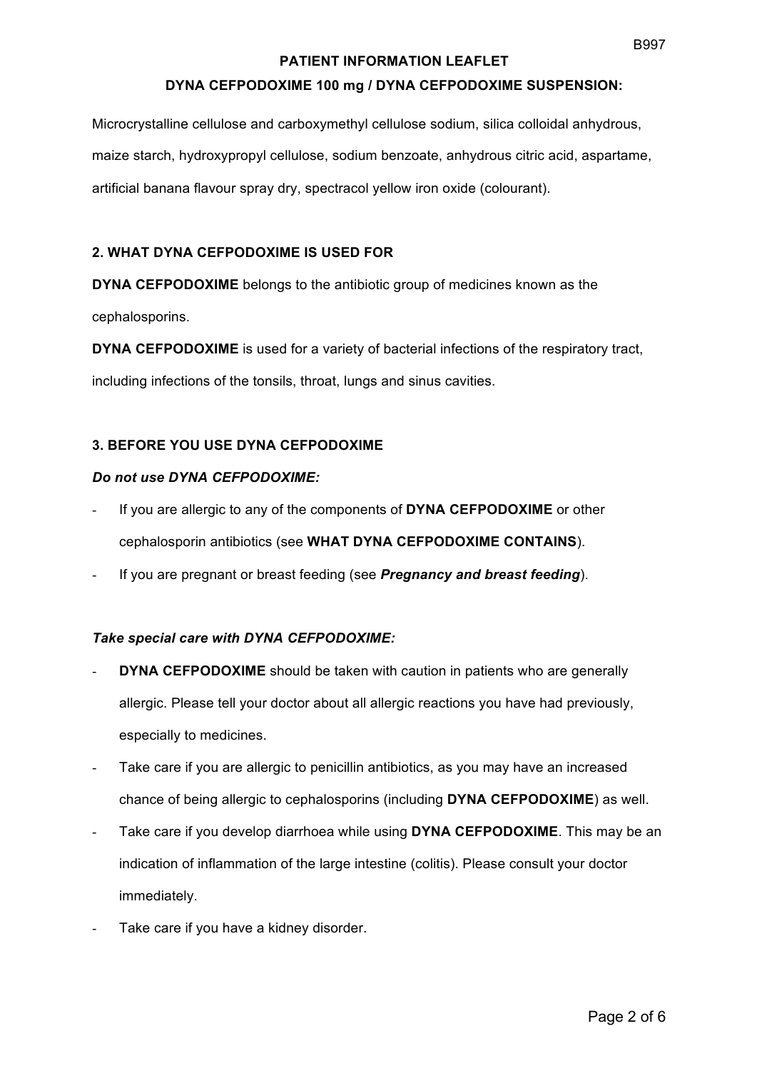Microcrystalline cellulose and carboxymethyl cellulose sodium, silica colloidal anhydrous, maize starch, hydroxypropyl cellulose, sodium benzoate, anhydrous citric acid, aspartame, artificial banana flavour spray dry, spectracol yellow iron oxide (colourant).

## 2. WHAT DYNA CEFPODOXIME IS USED FOR

**DYNA CEFPODOXIME** belongs to the antibiotic group of medicines known as the cephalosporins.

**DYNA CEFPODOXIME** is used for a variety of bacterial infections of the respiratory tract, including infections of the tonsils, throat, lungs and sinus cavities.

## 3. BEFORE YOU USE DYNA CEFPODOXIME

***Do not use DYNA CEFPODOXIME:***

- If you are allergic to any of the components of **DYNA CEFPODOXIME** or other cephalosporin antibiotics (see **WHAT DYNA CEFPODOXIME CONTAINS**).
- If you are pregnant or breast feeding (see ***Pregnancy and breast feeding***).

***Take special care with DYNA CEFPODOXIME:***

- **DYNA CEFPODOXIME** should be taken with caution in patients who are generally allergic. Please tell your doctor about all allergic reactions you have had previously, especially to medicines.
- Take care if you are allergic to penicillin antibiotics, as you may have an increased chance of being allergic to cephalosporins (including **DYNA CEFPODOXIME**) as well.
- Take care if you develop diarrhoea while using **DYNA CEFPODOXIME**. This may be an indication of inflammation of the large intestine (colitis). Please consult your doctor immediately.
- Take care if you have a kidney disorder.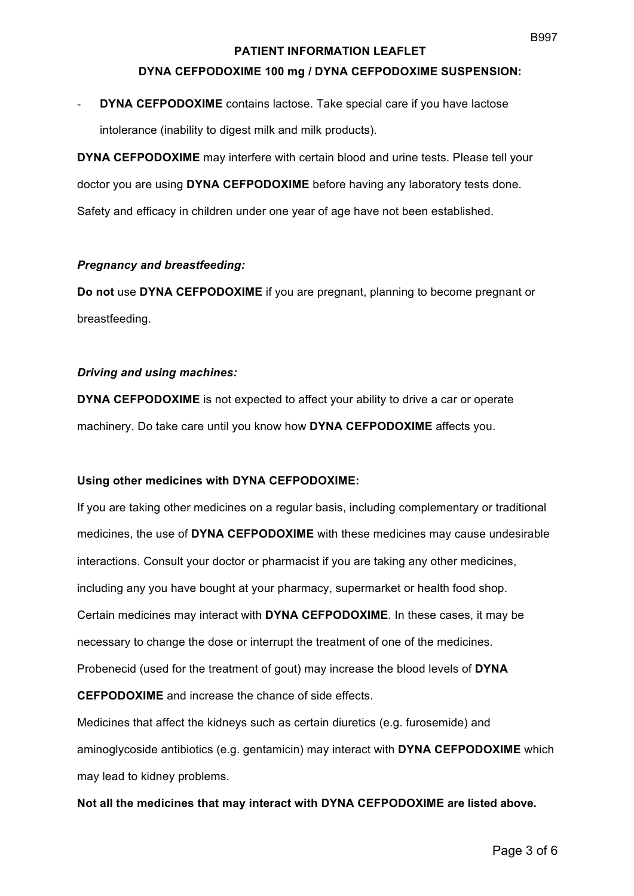- **DYNA CEFPODOXIME** contains lactose. Take special care if you have lactose intolerance (inability to digest milk and milk products).

**DYNA CEFPODOXIME** may interfere with certain blood and urine tests. Please tell your doctor you are using **DYNA CEFPODOXIME** before having any laboratory tests done.
Safety and efficacy in children under one year of age have not been established.

***Pregnancy and breastfeeding:***

**Do not** use **DYNA CEFPODOXIME** if you are pregnant, planning to become pregnant or breastfeeding.

***Driving and using machines:***

**DYNA CEFPODOXIME** is not expected to affect your ability to drive a car or operate machinery. Do take care until you know how **DYNA CEFPODOXIME** affects you.

**Using other medicines with DYNA CEFPODOXIME:**

If you are taking other medicines on a regular basis, including complementary or traditional medicines, the use of **DYNA CEFPODOXIME** with these medicines may cause undesirable interactions. Consult your doctor or pharmacist if you are taking any other medicines, including any you have bought at your pharmacy, supermarket or health food shop.
Certain medicines may interact with **DYNA CEFPODOXIME**. In these cases, it may be necessary to change the dose or interrupt the treatment of one of the medicines.
Probenecid (used for the treatment of gout) may increase the blood levels of **DYNA CEFPODOXIME** and increase the chance of side effects.
Medicines that affect the kidneys such as certain diuretics (e.g. furosemide) and aminoglycoside antibiotics (e.g. gentamicin) may interact with **DYNA CEFPODOXIME** which may lead to kidney problems.

**Not all the medicines that may interact with DYNA CEFPODOXIME are listed above.**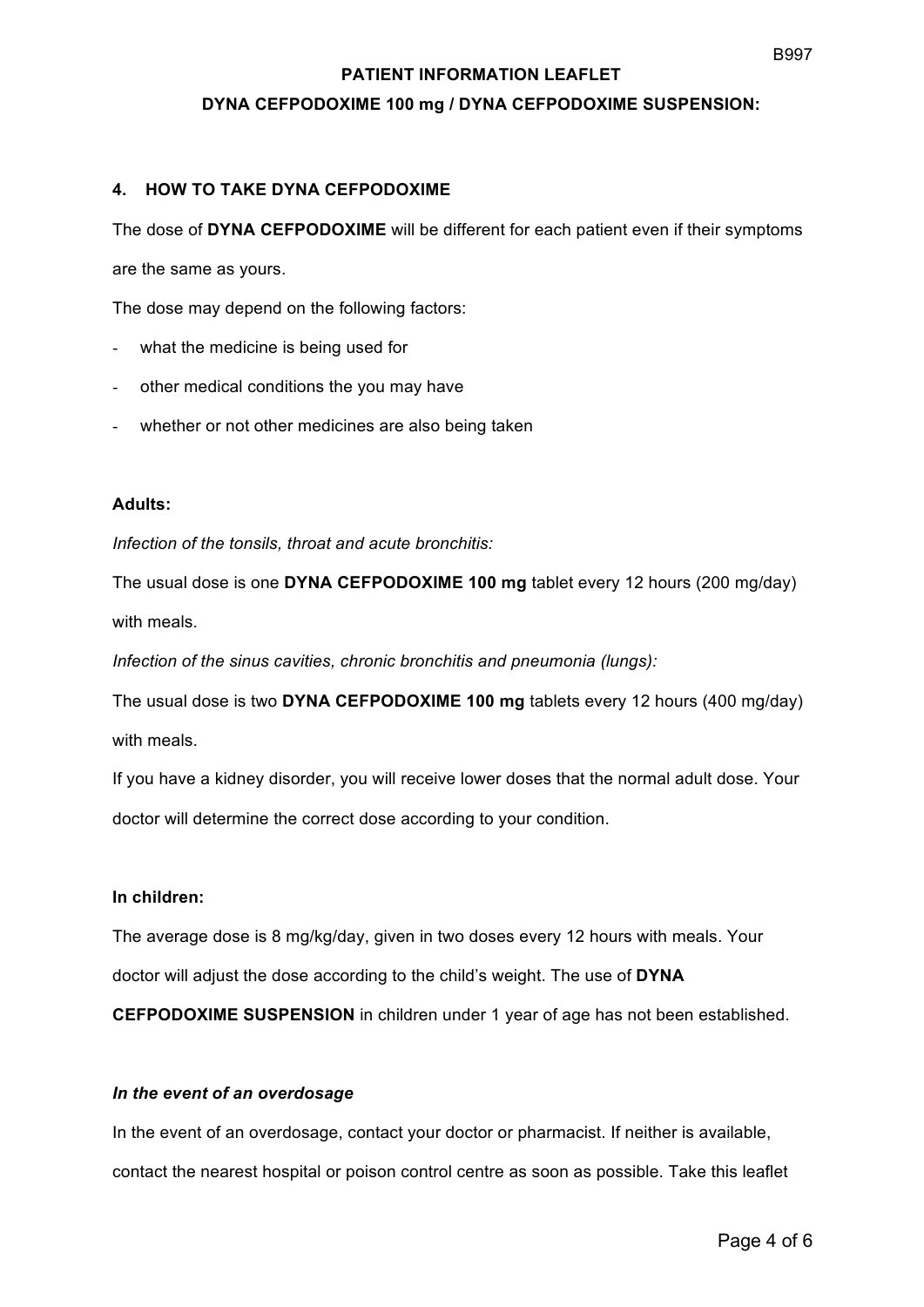## 4. HOW TO TAKE DYNA CEFPODOXIME

The dose of **DYNA CEFPODOXIME** will be different for each patient even if their symptoms are the same as yours.

The dose may depend on the following factors:

- what the medicine is being used for
- other medical conditions the you may have
- whether or not other medicines are also being taken

**Adults:**

*Infection of the tonsils, throat and acute bronchitis:*

The usual dose is one **DYNA CEFPODOXIME 100 mg** tablet every 12 hours (200 mg/day) with meals.

*Infection of the sinus cavities, chronic bronchitis and pneumonia (lungs):*

The usual dose is two **DYNA CEFPODOXIME 100 mg** tablets every 12 hours (400 mg/day) with meals.

If you have a kidney disorder, you will receive lower doses that the normal adult dose. Your doctor will determine the correct dose according to your condition.

**In children:**

The average dose is 8 mg/kg/day, given in two doses every 12 hours with meals. Your doctor will adjust the dose according to the child's weight. The use of **DYNA CEFPODOXIME SUSPENSION** in children under 1 year of age has not been established.

***In the event of an overdosage***

In the event of an overdosage, contact your doctor or pharmacist. If neither is available, contact the nearest hospital or poison control centre as soon as possible. Take this leaflet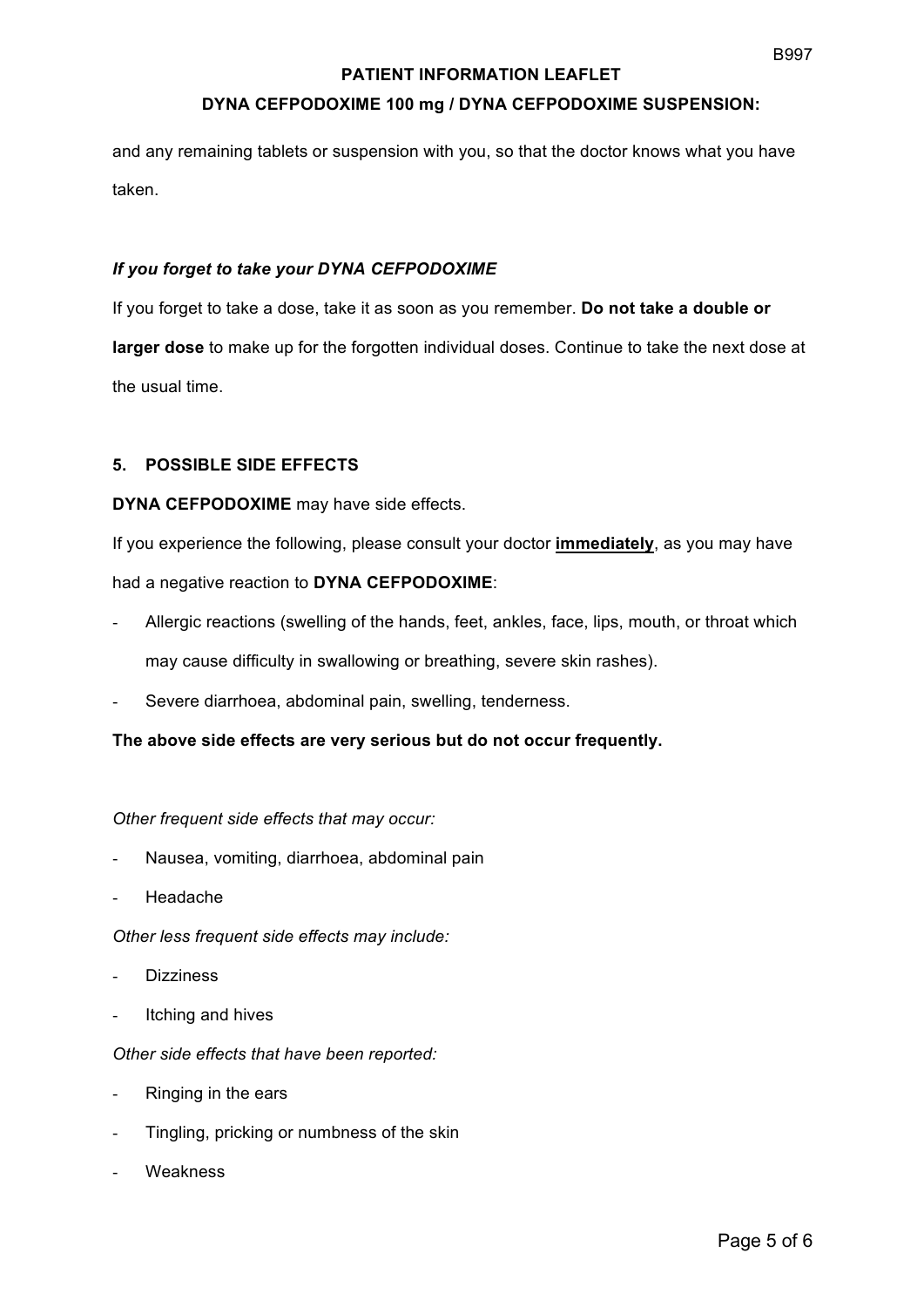and any remaining tablets or suspension with you, so that the doctor knows what you have taken.

***If you forget to take your DYNA CEFPODOXIME***

If you forget to take a dose, take it as soon as you remember. **Do not take a double or larger dose** to make up for the forgotten individual doses. Continue to take the next dose at the usual time.

## 5. POSSIBLE SIDE EFFECTS

**DYNA CEFPODOXIME** may have side effects.

If you experience the following, please consult your doctor **immediately**, as you may have had a negative reaction to **DYNA CEFPODOXIME**:

- Allergic reactions (swelling of the hands, feet, ankles, face, lips, mouth, or throat which may cause difficulty in swallowing or breathing, severe skin rashes).
- Severe diarrhoea, abdominal pain, swelling, tenderness.

**The above side effects are very serious but do not occur frequently.**

*Other frequent side effects that may occur:*

- Nausea, vomiting, diarrhoea, abdominal pain
- Headache

*Other less frequent side effects may include:*

- Dizziness
- Itching and hives

*Other side effects that have been reported:*

- Ringing in the ears
- Tingling, pricking or numbness of the skin
- Weakness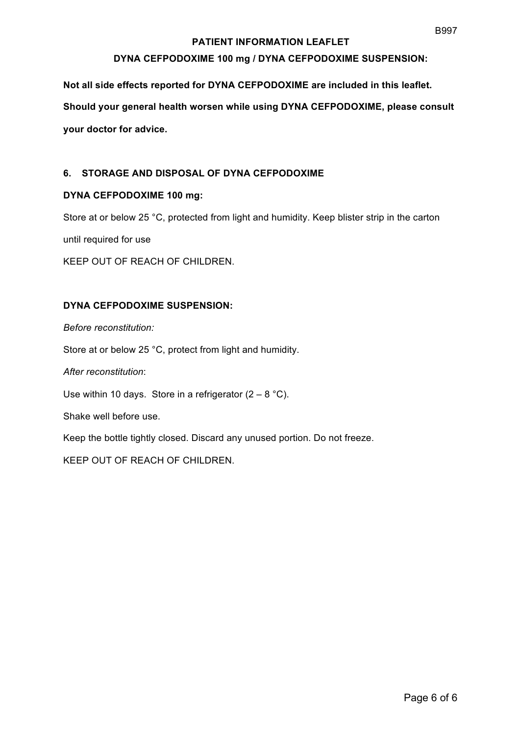**Not all side effects reported for DYNA CEFPODOXIME are included in this leaflet.**

**Should your general health worsen while using DYNA CEFPODOXIME, please consult your doctor for advice.**

## 6. STORAGE AND DISPOSAL OF DYNA CEFPODOXIME

**DYNA CEFPODOXIME 100 mg:**

Store at or below 25 °C, protected from light and humidity. Keep blister strip in the carton until required for use

KEEP OUT OF REACH OF CHILDREN.

**DYNA CEFPODOXIME SUSPENSION:**

*Before reconstitution:*

Store at or below 25 °C, protect from light and humidity.

*After reconstitution*:

Use within 10 days. Store in a refrigerator (2 – 8 °C).

Shake well before use.

Keep the bottle tightly closed. Discard any unused portion. Do not freeze.

KEEP OUT OF REACH OF CHILDREN.